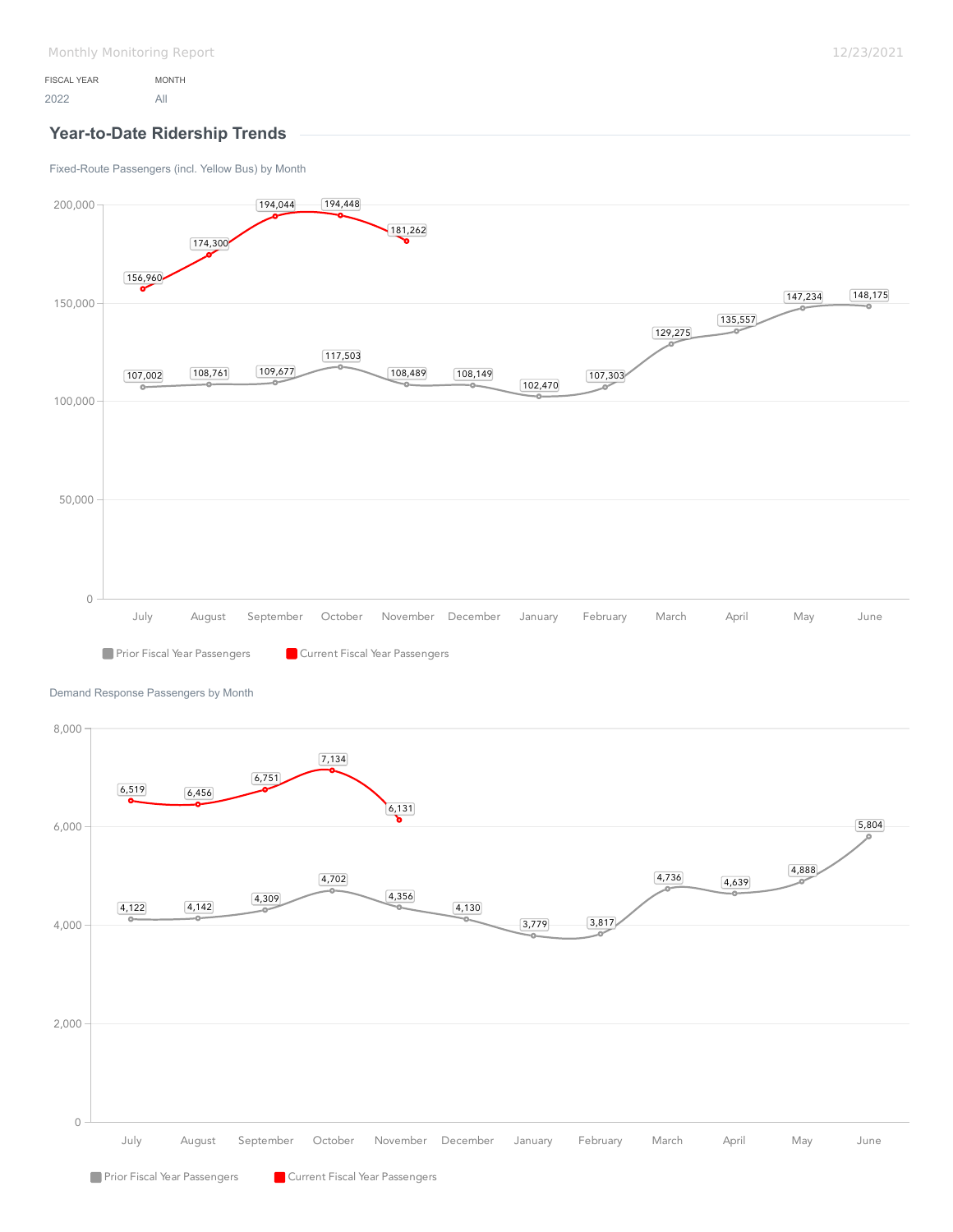Monthly Monitoring Report

12/23/2021

| FISCAL YEAR | MONTH |
| --- | --- |
| 2022 | All |

## Year-to-Date Ridership Trends

### Fixed-Route Passengers (incl. Yellow Bus) by Month

| Month | Prior Fiscal Year Passengers | Current Fiscal Year Passengers |
| --- | --- | --- |
| July | 107,002 | 156,960 |
| August | 108,761 | 174,300 |
| September | 109,677 | 194,044 |
| October | 117,503 | 194,448 |
| November | 108,489 | 181,262 |
| December | 108,149 | |
| January | 102,470 | |
| February | 107,303 | |
| March | 129,275 | |
| April | 135,557 | |
| May | 147,234 | |
| June | 148,175 | |

### Demand Response Passengers by Month

| Month | Prior Fiscal Year Passengers | Current Fiscal Year Passengers |
| --- | --- | --- |
| July | 4,122 | 6,519 |
| August | 4,142 | 6,456 |
| September | 4,309 | 6,751 |
| October | 4,702 | 7,134 |
| November | 4,356 | 6,131 |
| December | 4,130 | |
| January | 3,779 | |
| February | 3,817 | |
| March | 4,736 | |
| April | 4,639 | |
| May | 4,888 | |
| June | 5,804 | |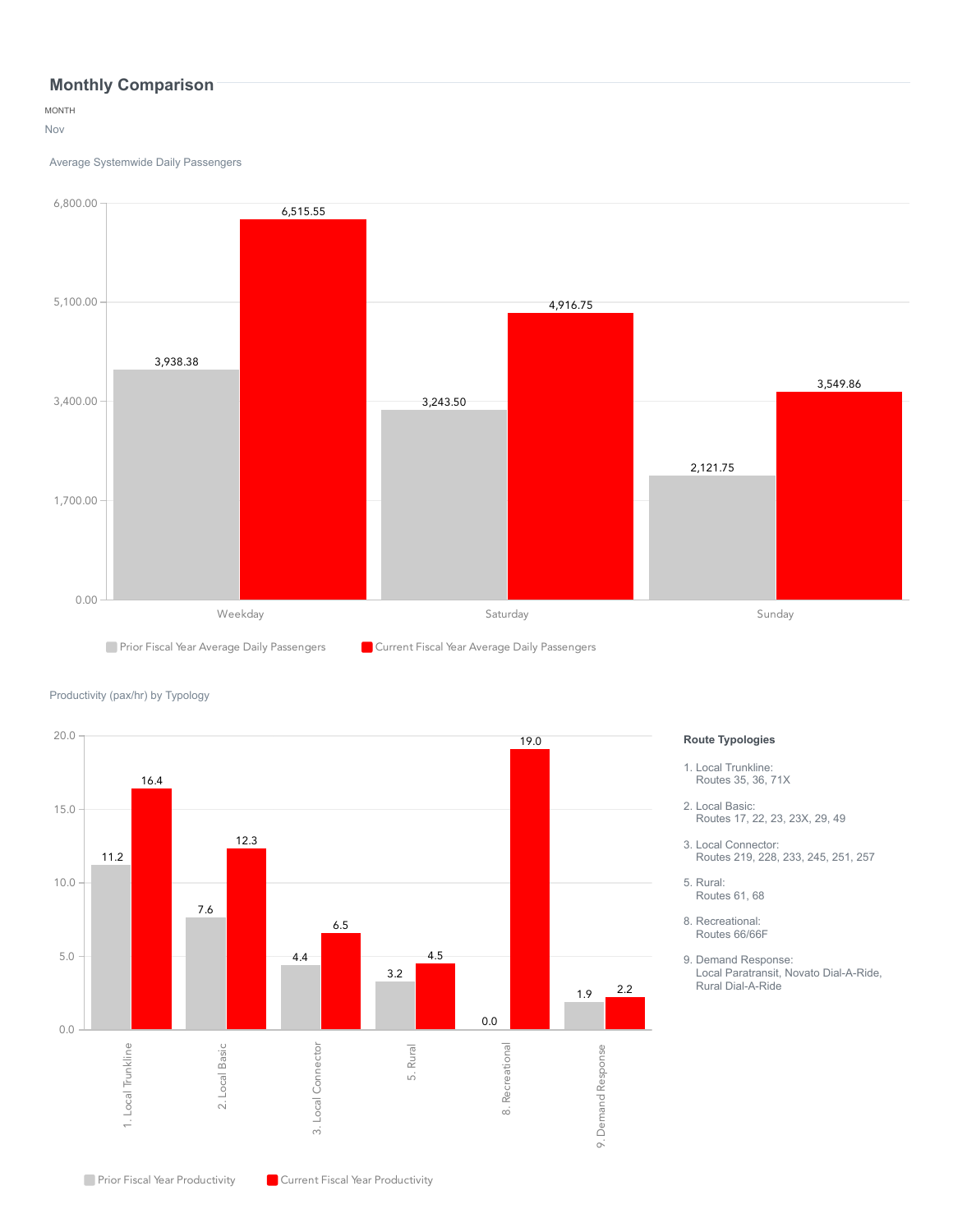## Monthly Comparison

MONTH

Nov

Average Systemwide Daily Passengers

6,800.00
5,100.00
3,400.00
1,700.00
0.00

3,938.38
6,515.55
3,243.50
4,916.75
2,121.75
3,549.86

Weekday
Saturday
Sunday

Prior Fiscal Year Average Daily Passengers
Current Fiscal Year Average Daily Passengers

Productivity (pax/hr) by Typology

20.0
15.0
10.0
5.0
0.0

11.2
16.4
7.6
12.3
4.4
6.5
3.2
4.5
0.0
19.0
1.9
2.2

1. Local Trunkline
2. Local Basic
3. Local Connector
5. Rural
8. Recreational
9. Demand Response

Prior Fiscal Year Productivity
Current Fiscal Year Productivity

**Route Typologies**

1. Local Trunkline:
   Routes 35, 36, 71X
2. Local Basic:
   Routes 17, 22, 23, 23X, 29, 49
3. Local Connector:
   Routes 219, 228, 233, 245, 251, 257
5. Rural:
   Routes 61, 68
8. Recreational:
   Routes 66/66F
9. Demand Response:
   Local Paratransit, Novato Dial-A-Ride, Rural Dial-A-Ride